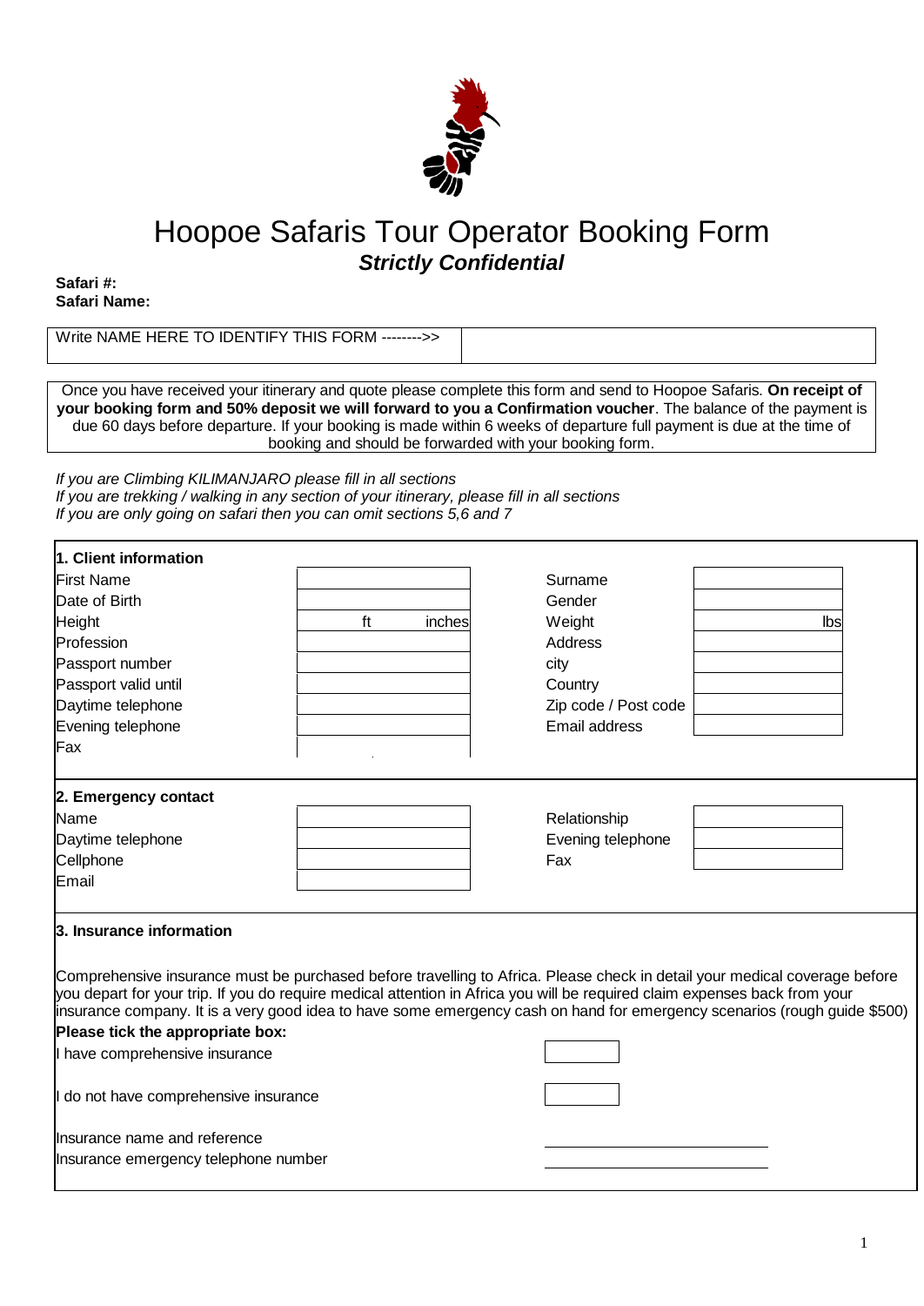# Hoopoe Safaris Tour Operator Booking Form

***Strictly Confidential***

**Safari #:**
**Safari Name:**

| Write NAME HERE TO IDENTIFY THIS FORM -------->> | |
|---|---|

Once you have received your itinerary and quote please complete this form and send to Hoopoe Safaris. **On receipt of your booking form and 50% deposit we will forward to you a Confirmation voucher**. The balance of the payment is due 60 days before departure. If your booking is made within 6 weeks of departure full payment is due at the time of booking and should be forwarded with your booking form.

*If you are Climbing KILIMANJARO please fill in all sections*
*If you are trekking / walking in any section of your itinerary, please fill in all sections*
*If you are only going on safari then you can omit sections 5,6 and 7*

**1. Client information**

| | | | |
|---|---|---|---|
| First Name | | Surname | |
| Date of Birth | | Gender | |
| Height | ft inches | Weight | lbs |
| Profession | | Address | |
| Passport number | | city | |
| Passport valid until | | Country | |
| Daytime telephone | | Zip code / Post code | |
| Evening telephone | | Email address | |
| Fax | | | |

**2. Emergency contact**

| | | | |
|---|---|---|---|
| Name | | Relationship | |
| Daytime telephone | | Evening telephone | |
| Cellphone | | Fax | |
| Email | | | |

**3. Insurance information**

Comprehensive insurance must be purchased before travelling to Africa. Please check in detail your medical coverage before you depart for your trip. If you do require medical attention in Africa you will be required claim expenses back from your insurance company. It is a very good idea to have some emergency cash on hand for emergency scenarios (rough guide $500)

**Please tick the appropriate box:**

I have comprehensive insurance ☐

I do not have comprehensive insurance ☐

Insurance name and reference ____________________

Insurance emergency telephone number ____________________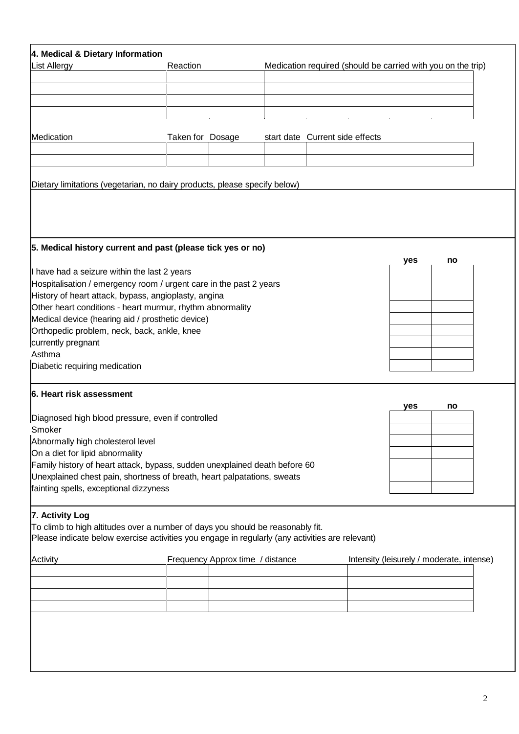## 4. Medical & Dietary Information

| List Allergy | Reaction | Medication required (should be carried with you on the trip) |
|---|---|---|
| | | |
| | | |
| | | |
| | | |

| Medication | Taken for | Dosage | start date | Current side effects |
|---|---|---|---|---|
| | | | | |
| | | | | |

Dietary limitations (vegetarian, no dairy products, please specify below)

## 5. Medical history current and past (please tick yes or no)

| | yes | no |
|---|---|---|
| I have had a seizure within the last 2 years | | |
| Hospitalisation / emergency room / urgent care in the past 2 years | | |
| History of heart attack, bypass, angioplasty, angina | | |
| Other heart conditions - heart murmur, rhythm abnormality | | |
| Medical device (hearing aid / prosthetic device) | | |
| Orthopedic problem, neck, back, ankle, knee | | |
| currently pregnant | | |
| Asthma | | |
| Diabetic requiring medication | | |

## 6. Heart risk assessment

| | yes | no |
|---|---|---|
| Diagnosed high blood pressure, even if controlled | | |
| Smoker | | |
| Abnormally high cholesterol level | | |
| On a diet for lipid abnormality | | |
| Family history of heart attack, bypass, sudden unexplained death before 60 | | |
| Unexplained chest pain, shortness of breath, heart palpatations, sweats | | |
| fainting spells, exceptional dizzyness | | |

## 7. Activity Log

To climb to high altitudes over a number of days you should be reasonably fit.
Please indicate below exercise activities you engage in regularly (any activities are relevant)

| Activity | Frequency | Approx time / distance | Intensity (leisurely / moderate, intense) |
|---|---|---|---|
| | | | |
| | | | |
| | | | |
| | | | |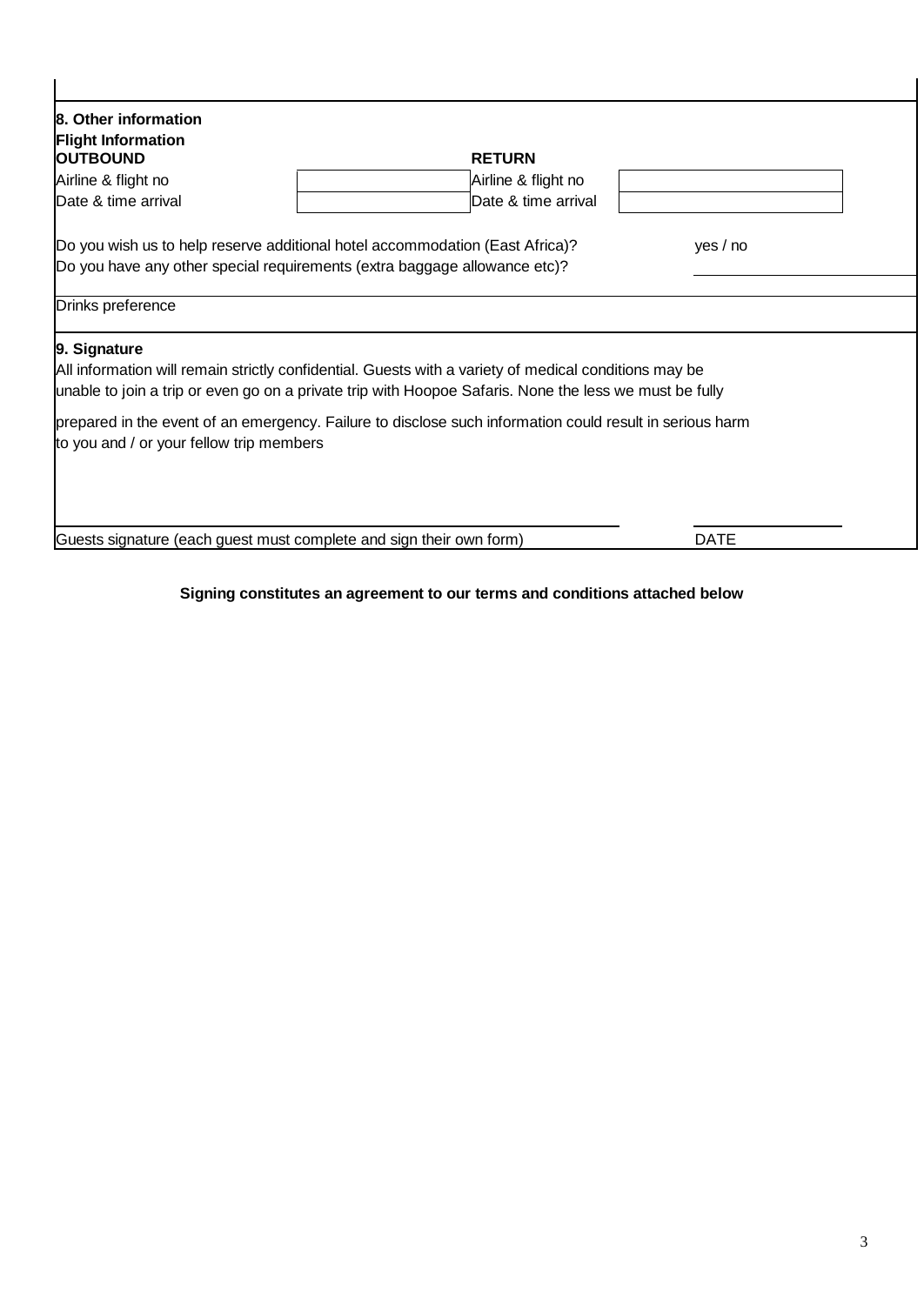## 8. Other information

**Flight Information**

| **OUTBOUND** | | **RETURN** | |
|---|---|---|---|
| Airline & flight no | | Airline & flight no | |
| Date & time arrival | | Date & time arrival | |

Do you wish us to help reserve additional hotel accommodation (East Africa)? yes / no

Do you have any other special requirements (extra baggage allowance etc)?

Drinks preference

## 9. Signature

All information will remain strictly confidential. Guests with a variety of medical conditions may be unable to join a trip or even go on a private trip with Hoopoe Safaris. None the less we must be fully

prepared in the event of an emergency. Failure to disclose such information could result in serious harm to you and / or your fellow trip members

Guests signature (each guest must complete and sign their own form) DATE

**Signing constitutes an agreement to our terms and conditions attached below**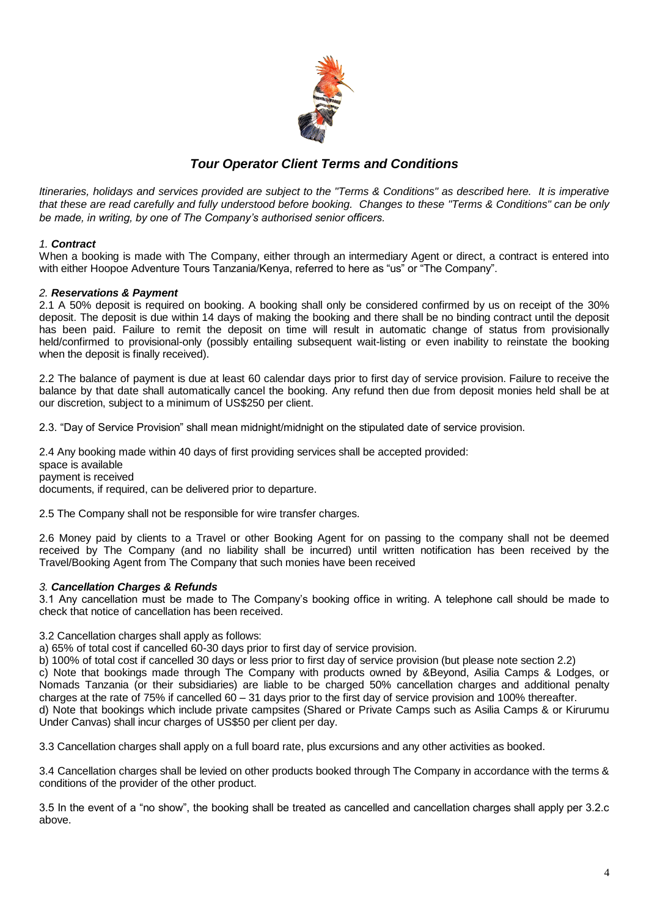## *Tour Operator Client Terms and Conditions*

*Itineraries, holidays and services provided are subject to the "Terms & Conditions" as described here. It is imperative that these are read carefully and fully understood before booking. Changes to these "Terms & Conditions" can be only be made, in writing, by one of The Company's authorised senior officers.*

### *1. Contract*

When a booking is made with The Company, either through an intermediary Agent or direct, a contract is entered into with either Hoopoe Adventure Tours Tanzania/Kenya, referred to here as "us" or "The Company".

### *2. Reservations & Payment*

2.1 A 50% deposit is required on booking. A booking shall only be considered confirmed by us on receipt of the 30% deposit. The deposit is due within 14 days of making the booking and there shall be no binding contract until the deposit has been paid. Failure to remit the deposit on time will result in automatic change of status from provisionally held/confirmed to provisional-only (possibly entailing subsequent wait-listing or even inability to reinstate the booking when the deposit is finally received).

2.2 The balance of payment is due at least 60 calendar days prior to first day of service provision. Failure to receive the balance by that date shall automatically cancel the booking. Any refund then due from deposit monies held shall be at our discretion, subject to a minimum of US$250 per client.

2.3. "Day of Service Provision" shall mean midnight/midnight on the stipulated date of service provision.

2.4 Any booking made within 40 days of first providing services shall be accepted provided:
space is available
payment is received
documents, if required, can be delivered prior to departure.

2.5 The Company shall not be responsible for wire transfer charges.

2.6 Money paid by clients to a Travel or other Booking Agent for on passing to the company shall not be deemed received by The Company (and no liability shall be incurred) until written notification has been received by the Travel/Booking Agent from The Company that such monies have been received

### *3. Cancellation Charges & Refunds*

3.1 Any cancellation must be made to The Company's booking office in writing. A telephone call should be made to check that notice of cancellation has been received.

3.2 Cancellation charges shall apply as follows:
a) 65% of total cost if cancelled 60-30 days prior to first day of service provision.
b) 100% of total cost if cancelled 30 days or less prior to first day of service provision (but please note section 2.2)
c) Note that bookings made through The Company with products owned by &Beyond, Asilia Camps & Lodges, or Nomads Tanzania (or their subsidiaries) are liable to be charged 50% cancellation charges and additional penalty charges at the rate of 75% if cancelled 60 – 31 days prior to the first day of service provision and 100% thereafter.
d) Note that bookings which include private campsites (Shared or Private Camps such as Asilia Camps & or Kirurumu Under Canvas) shall incur charges of US$50 per client per day.

3.3 Cancellation charges shall apply on a full board rate, plus excursions and any other activities as booked.

3.4 Cancellation charges shall be levied on other products booked through The Company in accordance with the terms & conditions of the provider of the other product.

3.5 In the event of a "no show", the booking shall be treated as cancelled and cancellation charges shall apply per 3.2.c above.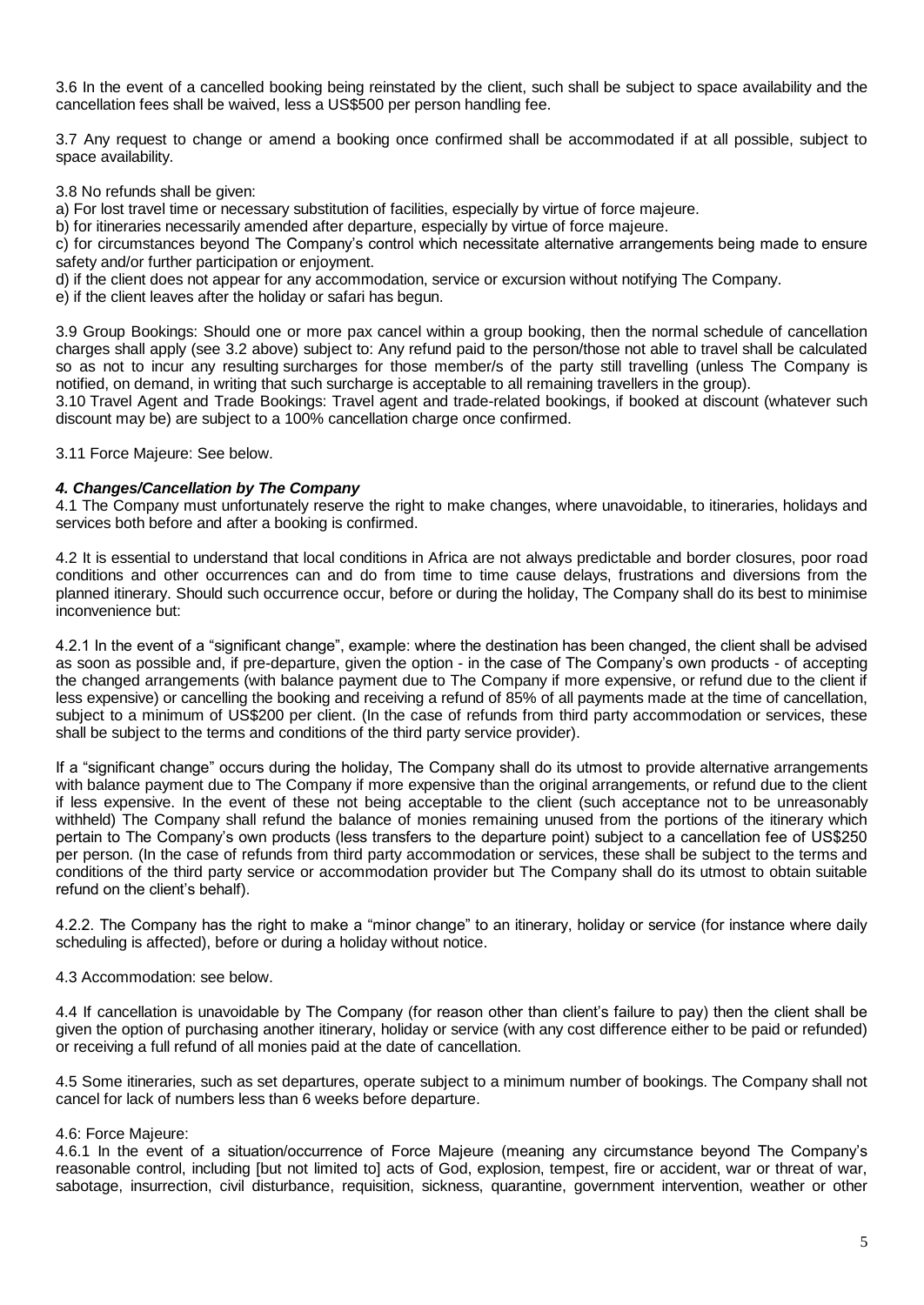3.6 In the event of a cancelled booking being reinstated by the client, such shall be subject to space availability and the cancellation fees shall be waived, less a US$500 per person handling fee.

3.7 Any request to change or amend a booking once confirmed shall be accommodated if at all possible, subject to space availability.

3.8 No refunds shall be given:

a) For lost travel time or necessary substitution of facilities, especially by virtue of force majeure.

b) for itineraries necessarily amended after departure, especially by virtue of force majeure.

c) for circumstances beyond The Company's control which necessitate alternative arrangements being made to ensure safety and/or further participation or enjoyment.

d) if the client does not appear for any accommodation, service or excursion without notifying The Company.

e) if the client leaves after the holiday or safari has begun.

3.9 Group Bookings: Should one or more pax cancel within a group booking, then the normal schedule of cancellation charges shall apply (see 3.2 above) subject to: Any refund paid to the person/those not able to travel shall be calculated so as not to incur any resulting surcharges for those member/s of the party still travelling (unless The Company is notified, on demand, in writing that such surcharge is acceptable to all remaining travellers in the group).

3.10 Travel Agent and Trade Bookings: Travel agent and trade-related bookings, if booked at discount (whatever such discount may be) are subject to a 100% cancellation charge once confirmed.

3.11 Force Majeure: See below.

### *4. Changes/Cancellation by The Company*

4.1 The Company must unfortunately reserve the right to make changes, where unavoidable, to itineraries, holidays and services both before and after a booking is confirmed.

4.2 It is essential to understand that local conditions in Africa are not always predictable and border closures, poor road conditions and other occurrences can and do from time to time cause delays, frustrations and diversions from the planned itinerary. Should such occurrence occur, before or during the holiday, The Company shall do its best to minimise inconvenience but:

4.2.1 In the event of a "significant change", example: where the destination has been changed, the client shall be advised as soon as possible and, if pre-departure, given the option - in the case of The Company's own products - of accepting the changed arrangements (with balance payment due to The Company if more expensive, or refund due to the client if less expensive) or cancelling the booking and receiving a refund of 85% of all payments made at the time of cancellation, subject to a minimum of US$200 per client. (In the case of refunds from third party accommodation or services, these shall be subject to the terms and conditions of the third party service provider).

If a "significant change" occurs during the holiday, The Company shall do its utmost to provide alternative arrangements with balance payment due to The Company if more expensive than the original arrangements, or refund due to the client if less expensive. In the event of these not being acceptable to the client (such acceptance not to be unreasonably withheld) The Company shall refund the balance of monies remaining unused from the portions of the itinerary which pertain to The Company's own products (less transfers to the departure point) subject to a cancellation fee of US$250 per person. (In the case of refunds from third party accommodation or services, these shall be subject to the terms and conditions of the third party service or accommodation provider but The Company shall do its utmost to obtain suitable refund on the client's behalf).

4.2.2. The Company has the right to make a "minor change" to an itinerary, holiday or service (for instance where daily scheduling is affected), before or during a holiday without notice.

4.3 Accommodation: see below.

4.4 If cancellation is unavoidable by The Company (for reason other than client's failure to pay) then the client shall be given the option of purchasing another itinerary, holiday or service (with any cost difference either to be paid or refunded) or receiving a full refund of all monies paid at the date of cancellation.

4.5 Some itineraries, such as set departures, operate subject to a minimum number of bookings. The Company shall not cancel for lack of numbers less than 6 weeks before departure.

4.6: Force Majeure:

4.6.1 In the event of a situation/occurrence of Force Majeure (meaning any circumstance beyond The Company's reasonable control, including [but not limited to] acts of God, explosion, tempest, fire or accident, war or threat of war, sabotage, insurrection, civil disturbance, requisition, sickness, quarantine, government intervention, weather or other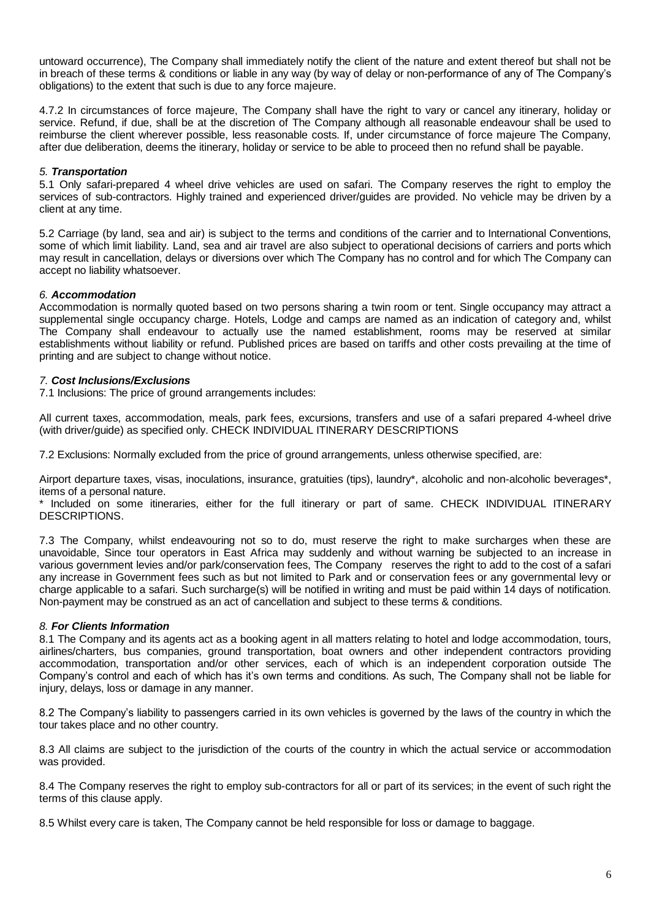untoward occurrence), The Company shall immediately notify the client of the nature and extent thereof but shall not be in breach of these terms & conditions or liable in any way (by way of delay or non-performance of any of The Company's obligations) to the extent that such is due to any force majeure.

4.7.2 In circumstances of force majeure, The Company shall have the right to vary or cancel any itinerary, holiday or service. Refund, if due, shall be at the discretion of The Company although all reasonable endeavour shall be used to reimburse the client wherever possible, less reasonable costs. If, under circumstance of force majeure The Company, after due deliberation, deems the itinerary, holiday or service to be able to proceed then no refund shall be payable.

### *5. Transportation*

5.1 Only safari-prepared 4 wheel drive vehicles are used on safari. The Company reserves the right to employ the services of sub-contractors. Highly trained and experienced driver/guides are provided. No vehicle may be driven by a client at any time.

5.2 Carriage (by land, sea and air) is subject to the terms and conditions of the carrier and to International Conventions, some of which limit liability. Land, sea and air travel are also subject to operational decisions of carriers and ports which may result in cancellation, delays or diversions over which The Company has no control and for which The Company can accept no liability whatsoever.

### *6. Accommodation*

Accommodation is normally quoted based on two persons sharing a twin room or tent. Single occupancy may attract a supplemental single occupancy charge. Hotels, Lodge and camps are named as an indication of category and, whilst The Company shall endeavour to actually use the named establishment, rooms may be reserved at similar establishments without liability or refund. Published prices are based on tariffs and other costs prevailing at the time of printing and are subject to change without notice.

### *7. Cost Inclusions/Exclusions*

7.1 Inclusions: The price of ground arrangements includes:

All current taxes, accommodation, meals, park fees, excursions, transfers and use of a safari prepared 4-wheel drive (with driver/guide) as specified only. CHECK INDIVIDUAL ITINERARY DESCRIPTIONS

7.2 Exclusions: Normally excluded from the price of ground arrangements, unless otherwise specified, are:

Airport departure taxes, visas, inoculations, insurance, gratuities (tips), laundry*, alcoholic and non-alcoholic beverages*, items of a personal nature.

* Included on some itineraries, either for the full itinerary or part of same. CHECK INDIVIDUAL ITINERARY DESCRIPTIONS.

7.3 The Company, whilst endeavouring not so to do, must reserve the right to make surcharges when these are unavoidable, Since tour operators in East Africa may suddenly and without warning be subjected to an increase in various government levies and/or park/conservation fees, The Company reserves the right to add to the cost of a safari any increase in Government fees such as but not limited to Park and or conservation fees or any governmental levy or charge applicable to a safari. Such surcharge(s) will be notified in writing and must be paid within 14 days of notification. Non-payment may be construed as an act of cancellation and subject to these terms & conditions.

### *8. For Clients Information*

8.1 The Company and its agents act as a booking agent in all matters relating to hotel and lodge accommodation, tours, airlines/charters, bus companies, ground transportation, boat owners and other independent contractors providing accommodation, transportation and/or other services, each of which is an independent corporation outside The Company's control and each of which has it's own terms and conditions. As such, The Company shall not be liable for injury, delays, loss or damage in any manner.

8.2 The Company's liability to passengers carried in its own vehicles is governed by the laws of the country in which the tour takes place and no other country.

8.3 All claims are subject to the jurisdiction of the courts of the country in which the actual service or accommodation was provided.

8.4 The Company reserves the right to employ sub-contractors for all or part of its services; in the event of such right the terms of this clause apply.

8.5 Whilst every care is taken, The Company cannot be held responsible for loss or damage to baggage.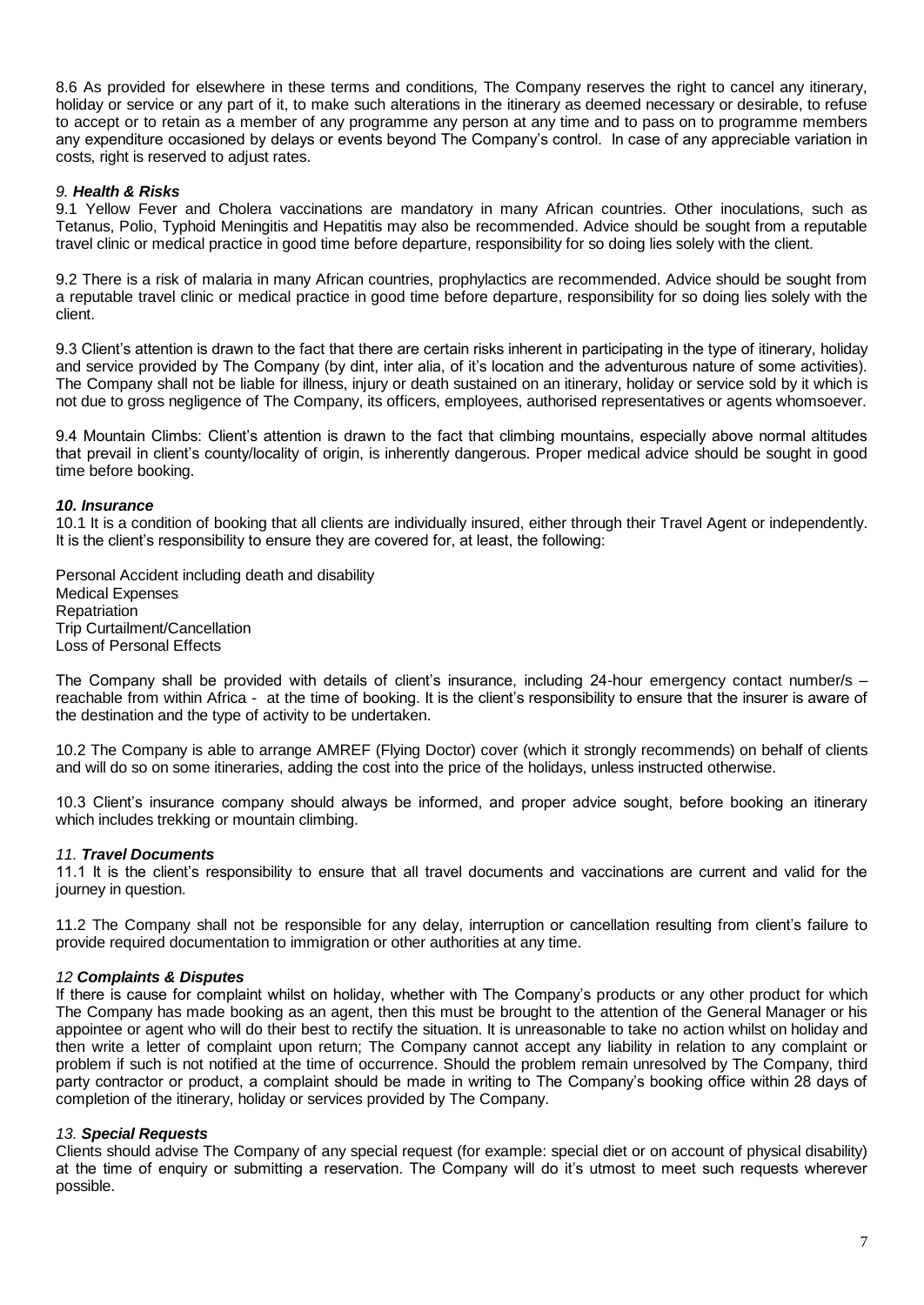8.6 As provided for elsewhere in these terms and conditions, The Company reserves the right to cancel any itinerary, holiday or service or any part of it, to make such alterations in the itinerary as deemed necessary or desirable, to refuse to accept or to retain as a member of any programme any person at any time and to pass on to programme members any expenditure occasioned by delays or events beyond The Company's control. In case of any appreciable variation in costs, right is reserved to adjust rates.

### *9. **Health & Risks***

9.1 Yellow Fever and Cholera vaccinations are mandatory in many African countries. Other inoculations, such as Tetanus, Polio, Typhoid Meningitis and Hepatitis may also be recommended. Advice should be sought from a reputable travel clinic or medical practice in good time before departure, responsibility for so doing lies solely with the client.

9.2 There is a risk of malaria in many African countries, prophylactics are recommended. Advice should be sought from a reputable travel clinic or medical practice in good time before departure, responsibility for so doing lies solely with the client.

9.3 Client's attention is drawn to the fact that there are certain risks inherent in participating in the type of itinerary, holiday and service provided by The Company (by dint, inter alia, of it's location and the adventurous nature of some activities). The Company shall not be liable for illness, injury or death sustained on an itinerary, holiday or service sold by it which is not due to gross negligence of The Company, its officers, employees, authorised representatives or agents whomsoever.

9.4 Mountain Climbs: Client's attention is drawn to the fact that climbing mountains, especially above normal altitudes that prevail in client's county/locality of origin, is inherently dangerous. Proper medical advice should be sought in good time before booking.

### ***10. Insurance***

10.1 It is a condition of booking that all clients are individually insured, either through their Travel Agent or independently. It is the client's responsibility to ensure they are covered for, at least, the following:

Personal Accident including death and disability
Medical Expenses
Repatriation
Trip Curtailment/Cancellation
Loss of Personal Effects

The Company shall be provided with details of client's insurance, including 24-hour emergency contact number/s – reachable from within Africa - at the time of booking. It is the client's responsibility to ensure that the insurer is aware of the destination and the type of activity to be undertaken.

10.2 The Company is able to arrange AMREF (Flying Doctor) cover (which it strongly recommends) on behalf of clients and will do so on some itineraries, adding the cost into the price of the holidays, unless instructed otherwise.

10.3 Client's insurance company should always be informed, and proper advice sought, before booking an itinerary which includes trekking or mountain climbing.

### *11. **Travel Documents***

11.1 It is the client's responsibility to ensure that all travel documents and vaccinations are current and valid for the journey in question.

11.2 The Company shall not be responsible for any delay, interruption or cancellation resulting from client's failure to provide required documentation to immigration or other authorities at any time.

### *12 **Complaints & Disputes***

If there is cause for complaint whilst on holiday, whether with The Company's products or any other product for which The Company has made booking as an agent, then this must be brought to the attention of the General Manager or his appointee or agent who will do their best to rectify the situation. It is unreasonable to take no action whilst on holiday and then write a letter of complaint upon return; The Company cannot accept any liability in relation to any complaint or problem if such is not notified at the time of occurrence. Should the problem remain unresolved by The Company, third party contractor or product, a complaint should be made in writing to The Company's booking office within 28 days of completion of the itinerary, holiday or services provided by The Company.

### *13. **Special Requests***

Clients should advise The Company of any special request (for example: special diet or on account of physical disability) at the time of enquiry or submitting a reservation. The Company will do it's utmost to meet such requests wherever possible.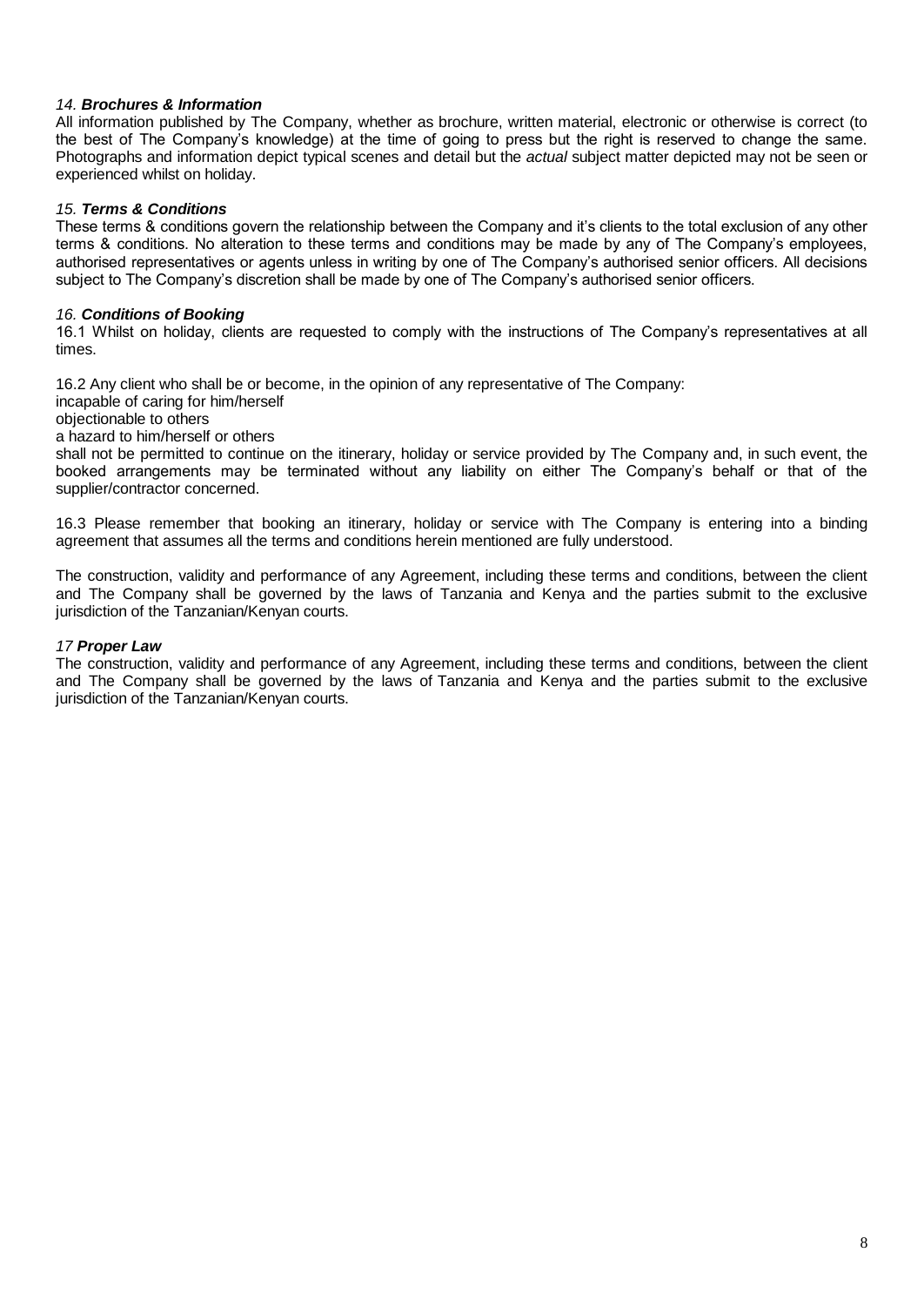*14.* ***Brochures & Information***

All information published by The Company, whether as brochure, written material, electronic or otherwise is correct (to the best of The Company's knowledge) at the time of going to press but the right is reserved to change the same. Photographs and information depict typical scenes and detail but the *actual* subject matter depicted may not be seen or experienced whilst on holiday.

*15.* ***Terms & Conditions***

These terms & conditions govern the relationship between the Company and it's clients to the total exclusion of any other terms & conditions. No alteration to these terms and conditions may be made by any of The Company's employees, authorised representatives or agents unless in writing by one of The Company's authorised senior officers. All decisions subject to The Company's discretion shall be made by one of The Company's authorised senior officers.

*16.* ***Conditions of Booking***

16.1 Whilst on holiday, clients are requested to comply with the instructions of The Company's representatives at all times.

16.2 Any client who shall be or become, in the opinion of any representative of The Company:
incapable of caring for him/herself
objectionable to others
a hazard to him/herself or others
shall not be permitted to continue on the itinerary, holiday or service provided by The Company and, in such event, the booked arrangements may be terminated without any liability on either The Company's behalf or that of the supplier/contractor concerned.

16.3 Please remember that booking an itinerary, holiday or service with The Company is entering into a binding agreement that assumes all the terms and conditions herein mentioned are fully understood.

The construction, validity and performance of any Agreement, including these terms and conditions, between the client and The Company shall be governed by the laws of Tanzania and Kenya and the parties submit to the exclusive jurisdiction of the Tanzanian/Kenyan courts.

*17* ***Proper Law***

The construction, validity and performance of any Agreement, including these terms and conditions, between the client and The Company shall be governed by the laws of Tanzania and Kenya and the parties submit to the exclusive jurisdiction of the Tanzanian/Kenyan courts.